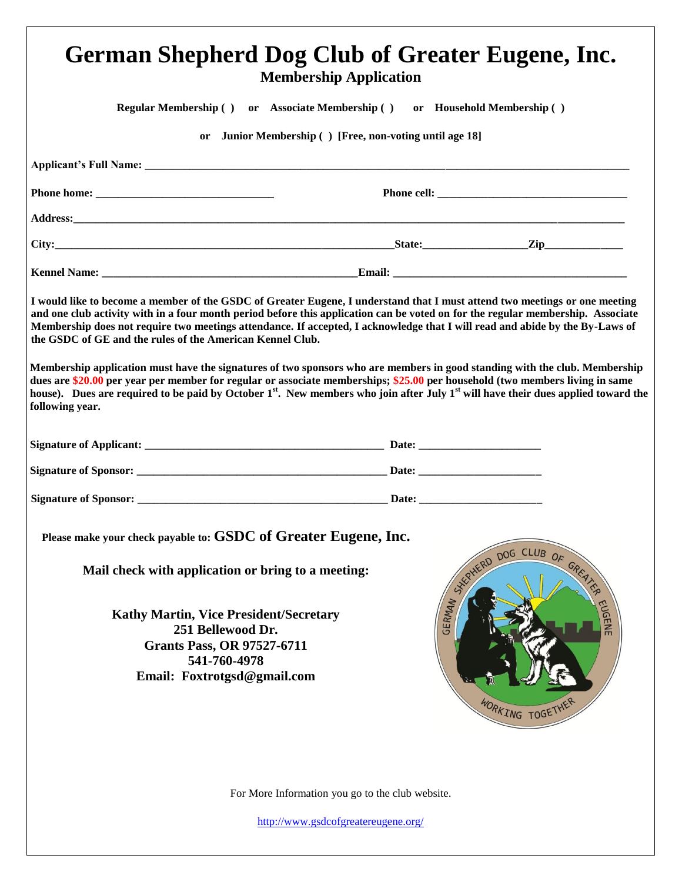# German Shepherd Dog Club of Greater Eugene, Inc.

## Membership Application

**Regular Membership ( ) or Associate Membership ( ) or Household Membership ( )**

**or Junior Membership ( ) [Free, non-voting until age 18]**

**Applicant's Full Name:** ______________________________________________

**Phone home:** ______________________ **Phone cell:** ______________________

**Address:** ______________________________________________

**City:** ______________________ **State:** __________ **Zip** __________

**Kennel Name:** ______________________ **Email:** ______________________

**I would like to become a member of the GSDC of Greater Eugene, I understand that I must attend two meetings or one meeting and one club activity with in a four month period before this application can be voted on for the regular membership. Associate Membership does not require two meetings attendance. If accepted, I acknowledge that I will read and abide by the By-Laws of the GSDC of GE and the rules of the American Kennel Club.**

**Membership application must have the signatures of two sponsors who are members in good standing with the club. Membership dues are $20.00 per year per member for regular or associate memberships; $25.00 per household (two members living in same house). Dues are required to be paid by October 1st. New members who join after July 1st will have their dues applied toward the following year.**

**Signature of Applicant:** ______________________ **Date:** __________

**Signature of Sponsor:** ______________________ **Date:** __________

**Signature of Sponsor:** ______________________ **Date:** __________

**Please make your check payable to: GSDC of Greater Eugene, Inc.**

**Mail check with application or bring to a meeting:**

**Kathy Martin, Vice President/Secretary**
**251 Bellewood Dr.**
**Grants Pass, OR 97527-6711**
**541-760-4978**
**Email: Foxtrotgsd@gmail.com**

GERMAN SHEPHERD DOG CLUB OF GREATER EUGENE
WORKING TOGETHER

For More Information you go to the club website.

http://www.gsdcofgreatereugene.org/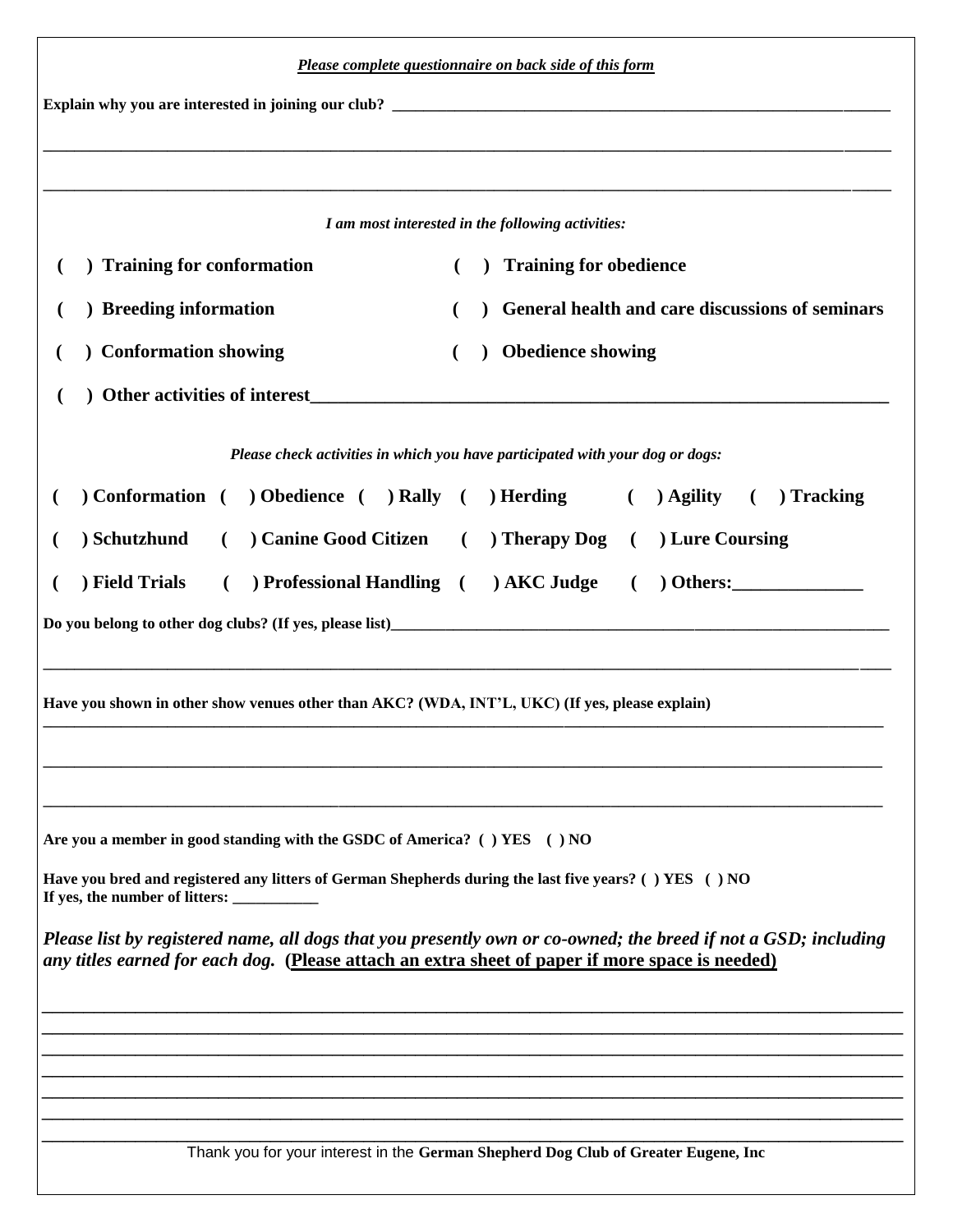***Please complete questionnaire on back side of this form***

**Explain why you are interested in joining our club? ______________________________________________**

________________________________________________________________________________

________________________________________________________________________________

*I am most interested in the following activities:*

**( ) Training for conformation** **( ) Training for obedience**

**( ) Breeding information** **( ) General health and care discussions of seminars**

**( ) Conformation showing** **( ) Obedience showing**

**( ) Other activities of interest______________________________________________**

*Please check activities in which you have participated with your dog or dogs:*

**( ) Conformation ( ) Obedience ( ) Rally ( ) Herding ( ) Agility ( ) Tracking**

**( ) Schutzhund ( ) Canine Good Citizen ( ) Therapy Dog ( ) Lure Coursing**

**( ) Field Trials ( ) Professional Handling ( ) AKC Judge ( ) Others:______________**

**Do you belong to other dog clubs? (If yes, please list)__________________________________________**

________________________________________________________________________________

**Have you shown in other show venues other than AKC? (WDA, INT'L, UKC) (If yes, please explain)**

________________________________________________________________________________

________________________________________________________________________________

________________________________________________________________________________

**Are you a member in good standing with the GSDC of America? ( ) YES ( ) NO**

**Have you bred and registered any litters of German Shepherds during the last five years? ( ) YES ( ) NO**
**If yes, the number of litters: ___________**

***Please list by registered name, all dogs that you presently own or co-owned; the breed if not a GSD; including any titles earned for each dog.*** **(<u>Please attach an extra sheet of paper if more space is needed</u>)**

________________________________________________________________________________

________________________________________________________________________________

________________________________________________________________________________

________________________________________________________________________________

________________________________________________________________________________

________________________________________________________________________________

________________________________________________________________________________

Thank you for your interest in the **German Shepherd Dog Club of Greater Eugene, Inc**